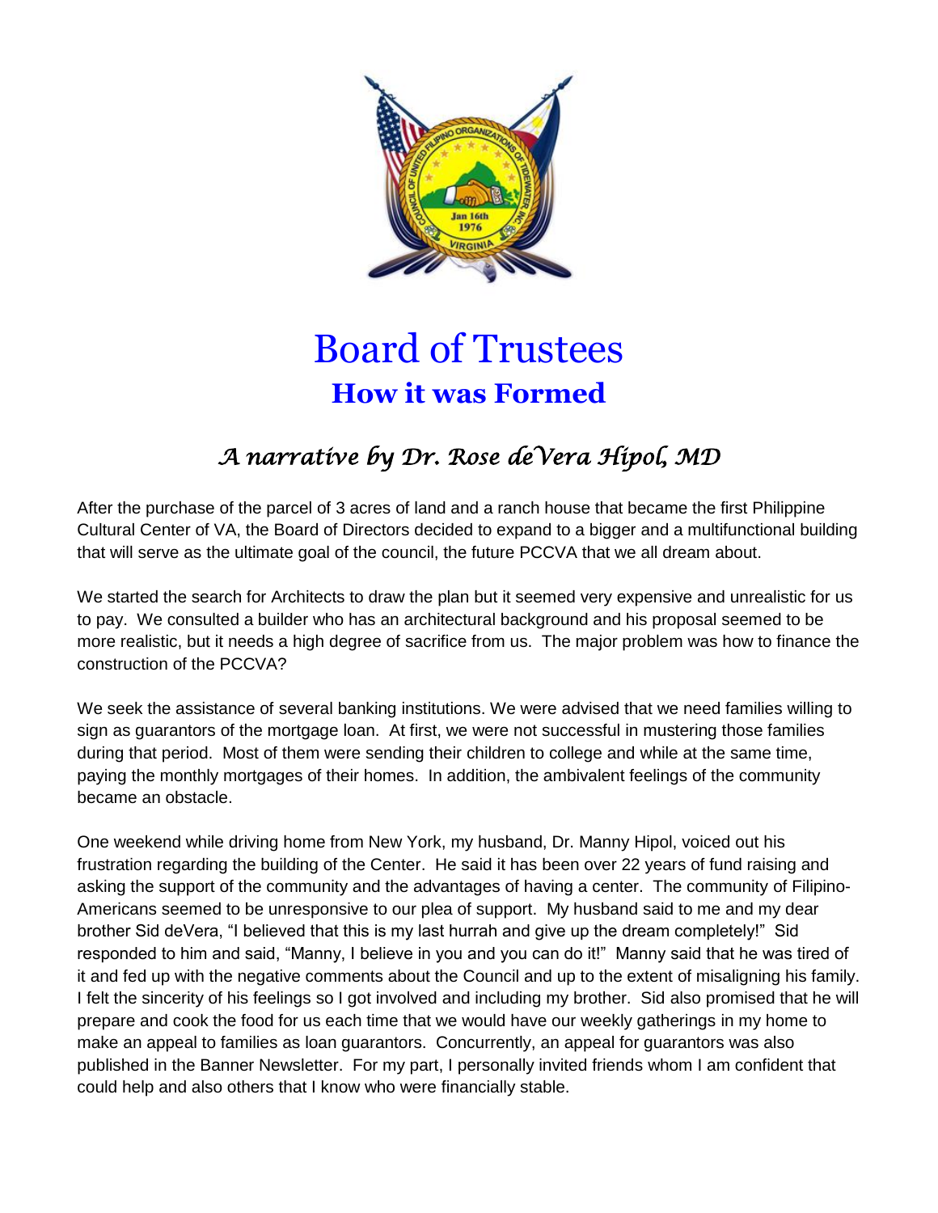# Board of Trustees

## How it was Formed

### *A narrative by Dr. Rose deVera Hipol, MD*

After the purchase of the parcel of 3 acres of land and a ranch house that became the first Philippine Cultural Center of VA, the Board of Directors decided to expand to a bigger and a multifunctional building that will serve as the ultimate goal of the council, the future PCCVA that we all dream about.

We started the search for Architects to draw the plan but it seemed very expensive and unrealistic for us to pay. We consulted a builder who has an architectural background and his proposal seemed to be more realistic, but it needs a high degree of sacrifice from us. The major problem was how to finance the construction of the PCCVA?

We seek the assistance of several banking institutions. We were advised that we need families willing to sign as guarantors of the mortgage loan. At first, we were not successful in mustering those families during that period. Most of them were sending their children to college and while at the same time, paying the monthly mortgages of their homes. In addition, the ambivalent feelings of the community became an obstacle.

One weekend while driving home from New York, my husband, Dr. Manny Hipol, voiced out his frustration regarding the building of the Center. He said it has been over 22 years of fund raising and asking the support of the community and the advantages of having a center. The community of Filipino-Americans seemed to be unresponsive to our plea of support. My husband said to me and my dear brother Sid deVera, "I believed that this is my last hurrah and give up the dream completely!" Sid responded to him and said, "Manny, I believe in you and you can do it!" Manny said that he was tired of it and fed up with the negative comments about the Council and up to the extent of misaligning his family. I felt the sincerity of his feelings so I got involved and including my brother. Sid also promised that he will prepare and cook the food for us each time that we would have our weekly gatherings in my home to make an appeal to families as loan guarantors. Concurrently, an appeal for guarantors was also published in the Banner Newsletter. For my part, I personally invited friends whom I am confident that could help and also others that I know who were financially stable.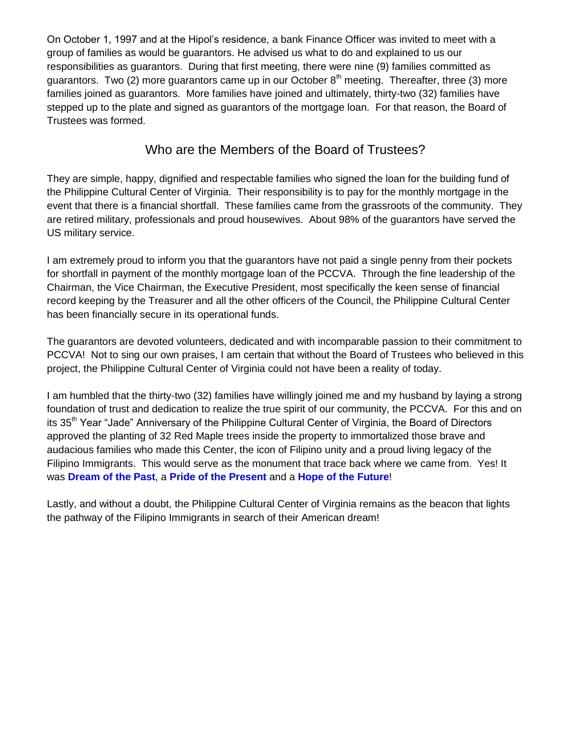On October 1, 1997 and at the Hipol's residence, a bank Finance Officer was invited to meet with a group of families as would be guarantors. He advised us what to do and explained to us our responsibilities as guarantors. During that first meeting, there were nine (9) families committed as guarantors. Two (2) more guarantors came up in our October 8th meeting. Thereafter, three (3) more families joined as guarantors. More families have joined and ultimately, thirty-two (32) families have stepped up to the plate and signed as guarantors of the mortgage loan. For that reason, the Board of Trustees was formed.

## Who are the Members of the Board of Trustees?

They are simple, happy, dignified and respectable families who signed the loan for the building fund of the Philippine Cultural Center of Virginia. Their responsibility is to pay for the monthly mortgage in the event that there is a financial shortfall. These families came from the grassroots of the community. They are retired military, professionals and proud housewives. About 98% of the guarantors have served the US military service.

I am extremely proud to inform you that the guarantors have not paid a single penny from their pockets for shortfall in payment of the monthly mortgage loan of the PCCVA. Through the fine leadership of the Chairman, the Vice Chairman, the Executive President, most specifically the keen sense of financial record keeping by the Treasurer and all the other officers of the Council, the Philippine Cultural Center has been financially secure in its operational funds.

The guarantors are devoted volunteers, dedicated and with incomparable passion to their commitment to PCCVA! Not to sing our own praises, I am certain that without the Board of Trustees who believed in this project, the Philippine Cultural Center of Virginia could not have been a reality of today.

I am humbled that the thirty-two (32) families have willingly joined me and my husband by laying a strong foundation of trust and dedication to realize the true spirit of our community, the PCCVA. For this and on its 35th Year "Jade" Anniversary of the Philippine Cultural Center of Virginia, the Board of Directors approved the planting of 32 Red Maple trees inside the property to immortalized those brave and audacious families who made this Center, the icon of Filipino unity and a proud living legacy of the Filipino Immigrants. This would serve as the monument that trace back where we came from. Yes! It was **Dream of the Past**, a **Pride of the Present** and a **Hope of the Future**!

Lastly, and without a doubt, the Philippine Cultural Center of Virginia remains as the beacon that lights the pathway of the Filipino Immigrants in search of their American dream!